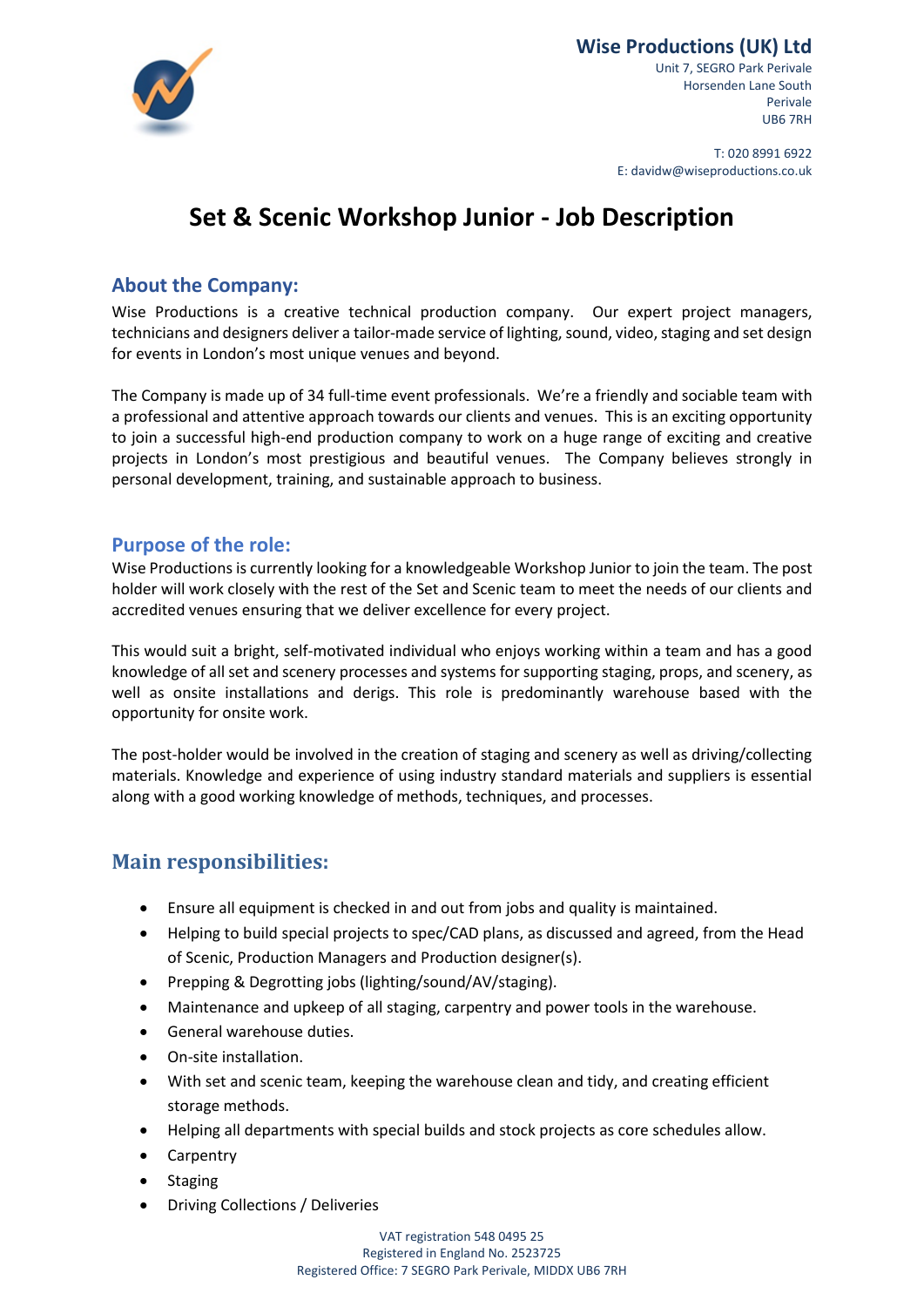**Wise Productions (UK) Ltd**
Unit 7, SEGRO Park Perivale
Horsenden Lane South
Perivale
UB6 7RH

T: 020 8991 6922
E: davidw@wiseproductions.co.uk

# Set & Scenic Workshop Junior - Job Description

## About the Company:

Wise Productions is a creative technical production company. Our expert project managers, technicians and designers deliver a tailor-made service of lighting, sound, video, staging and set design for events in London's most unique venues and beyond.

The Company is made up of 34 full-time event professionals. We're a friendly and sociable team with a professional and attentive approach towards our clients and venues. This is an exciting opportunity to join a successful high-end production company to work on a huge range of exciting and creative projects in London's most prestigious and beautiful venues. The Company believes strongly in personal development, training, and sustainable approach to business.

## Purpose of the role:

Wise Productions is currently looking for a knowledgeable Workshop Junior to join the team. The post holder will work closely with the rest of the Set and Scenic team to meet the needs of our clients and accredited venues ensuring that we deliver excellence for every project.

This would suit a bright, self-motivated individual who enjoys working within a team and has a good knowledge of all set and scenery processes and systems for supporting staging, props, and scenery, as well as onsite installations and derigs. This role is predominantly warehouse based with the opportunity for onsite work.

The post-holder would be involved in the creation of staging and scenery as well as driving/collecting materials. Knowledge and experience of using industry standard materials and suppliers is essential along with a good working knowledge of methods, techniques, and processes.

## Main responsibilities:

- Ensure all equipment is checked in and out from jobs and quality is maintained.
- Helping to build special projects to spec/CAD plans, as discussed and agreed, from the Head of Scenic, Production Managers and Production designer(s).
- Prepping & Degrotting jobs (lighting/sound/AV/staging).
- Maintenance and upkeep of all staging, carpentry and power tools in the warehouse.
- General warehouse duties.
- On-site installation.
- With set and scenic team, keeping the warehouse clean and tidy, and creating efficient storage methods.
- Helping all departments with special builds and stock projects as core schedules allow.
- Carpentry
- Staging
- Driving Collections / Deliveries

VAT registration 548 0495 25
Registered in England No. 2523725
Registered Office: 7 SEGRO Park Perivale, MIDDX UB6 7RH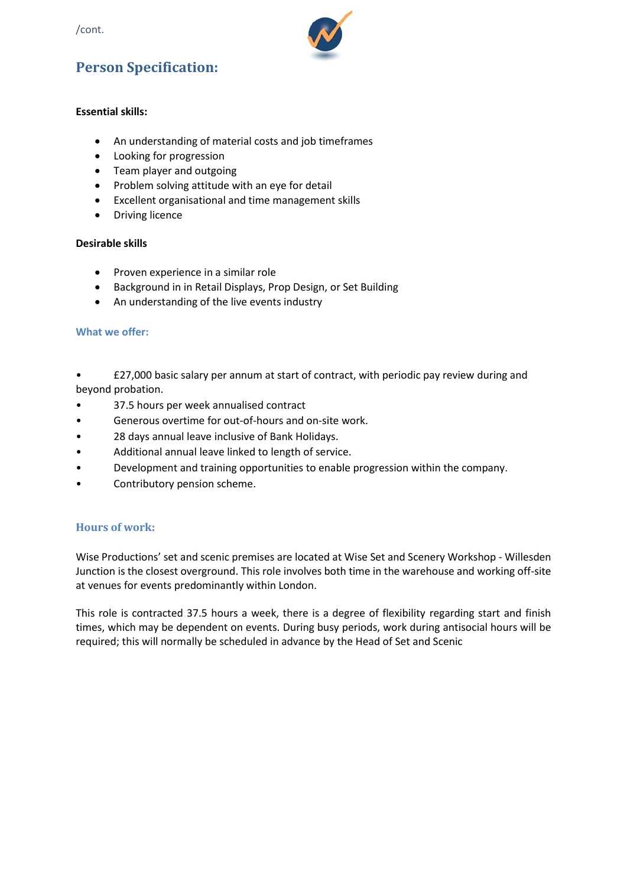/cont.

## Person Specification:

**Essential skills:**

- An understanding of material costs and job timeframes
- Looking for progression
- Team player and outgoing
- Problem solving attitude with an eye for detail
- Excellent organisational and time management skills
- Driving licence

**Desirable skills**

- Proven experience in a similar role
- Background in in Retail Displays, Prop Design, or Set Building
- An understanding of the live events industry

### What we offer:

- £27,000 basic salary per annum at start of contract, with periodic pay review during and beyond probation.
- 37.5 hours per week annualised contract
- Generous overtime for out-of-hours and on-site work.
- 28 days annual leave inclusive of Bank Holidays.
- Additional annual leave linked to length of service.
- Development and training opportunities to enable progression within the company.
- Contributory pension scheme.

### Hours of work:

Wise Productions' set and scenic premises are located at Wise Set and Scenery Workshop - Willesden Junction is the closest overground. This role involves both time in the warehouse and working off-site at venues for events predominantly within London.

This role is contracted 37.5 hours a week, there is a degree of flexibility regarding start and finish times, which may be dependent on events. During busy periods, work during antisocial hours will be required; this will normally be scheduled in advance by the Head of Set and Scenic